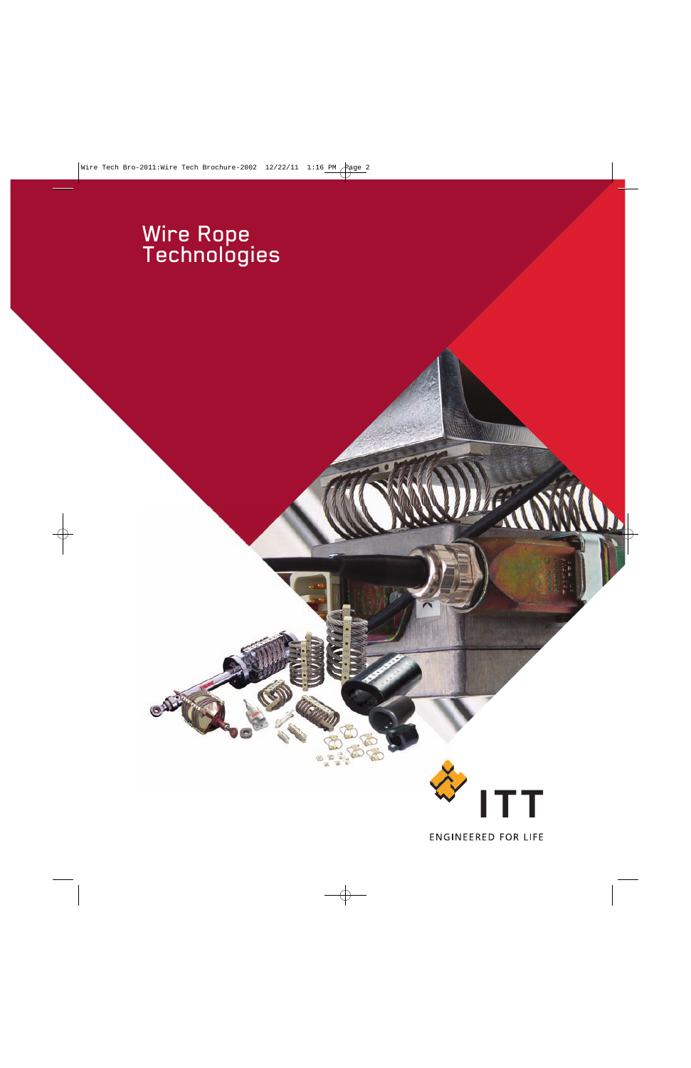# Wire Rope Technologies

ITT

ENGINEERED FOR LIFE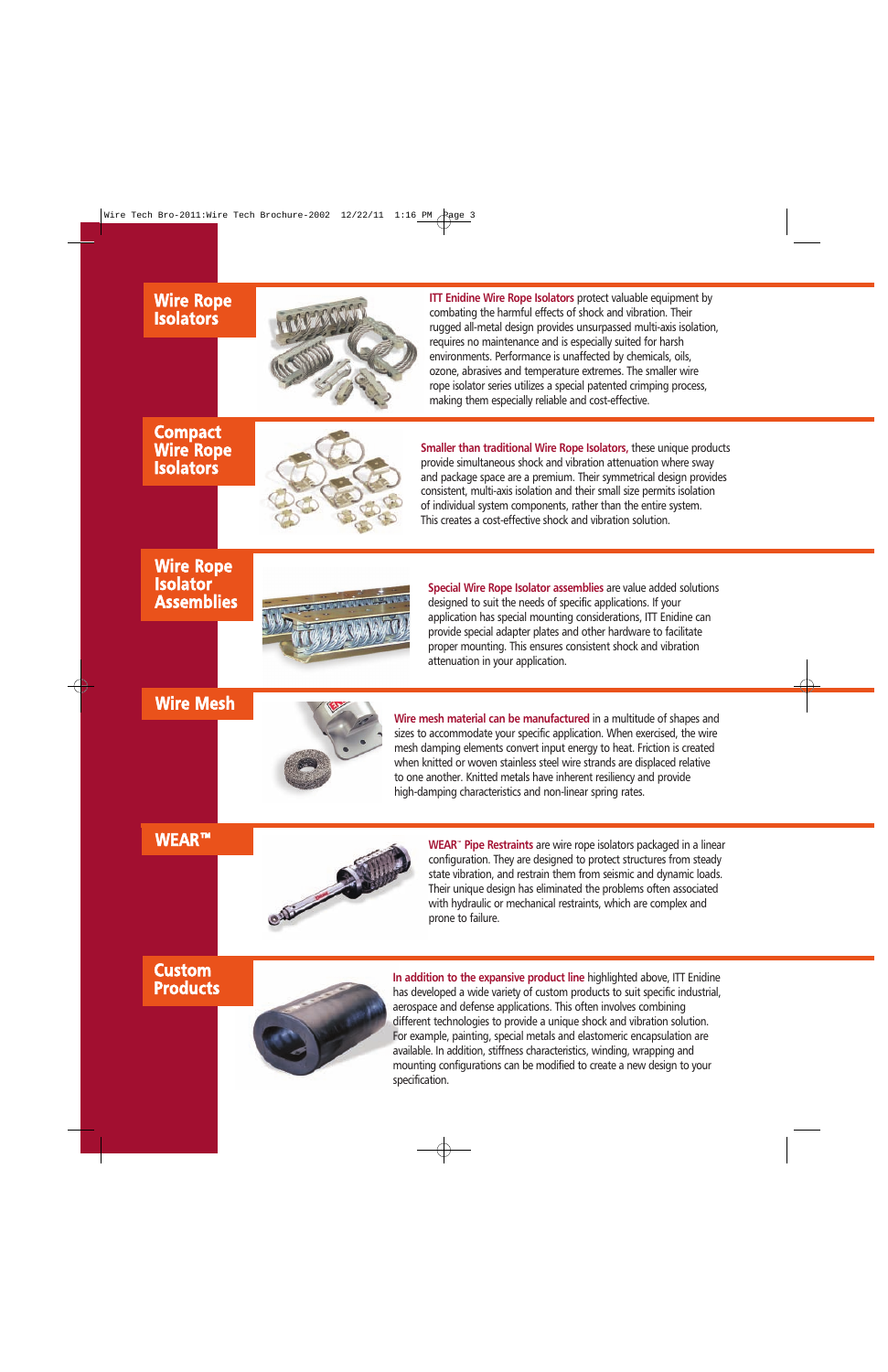## Wire Rope Isolators

**ITT Enidine Wire Rope Isolators** protect valuable equipment by combating the harmful effects of shock and vibration. Their rugged all-metal design provides unsurpassed multi-axis isolation, requires no maintenance and is especially suited for harsh environments. Performance is unaffected by chemicals, oils, ozone, abrasives and temperature extremes. The smaller wire rope isolator series utilizes a special patented crimping process, making them especially reliable and cost-effective.

## Compact Wire Rope Isolators

**Smaller than traditional Wire Rope Isolators**, these unique products provide simultaneous shock and vibration attenuation where sway and package space are a premium. Their symmetrical design provides consistent, multi-axis isolation and their small size permits isolation of individual system components, rather than the entire system. This creates a cost-effective shock and vibration solution.

## Wire Rope Isolator Assemblies

**Special Wire Rope Isolator assemblies** are value added solutions designed to suit the needs of specific applications. If your application has special mounting considerations, ITT Enidine can provide special adapter plates and other hardware to facilitate proper mounting. This ensures consistent shock and vibration attenuation in your application.

## Wire Mesh

**Wire mesh material can be manufactured** in a multitude of shapes and sizes to accommodate your specific application. When exercised, the wire mesh damping elements convert input energy to heat. Friction is created when knitted or woven stainless steel wire strands are displaced relative to one another. Knitted metals have inherent resiliency and provide high-damping characteristics and non-linear spring rates.

## WEAR™

**WEAR™ Pipe Restraints** are wire rope isolators packaged in a linear configuration. They are designed to protect structures from steady state vibration, and restrain them from seismic and dynamic loads. Their unique design has eliminated the problems often associated with hydraulic or mechanical restraints, which are complex and prone to failure.

## Custom Products

**In addition to the expansive product line** highlighted above, ITT Enidine has developed a wide variety of custom products to suit specific industrial, aerospace and defense applications. This often involves combining different technologies to provide a unique shock and vibration solution. For example, painting, special metals and elastomeric encapsulation are available. In addition, stiffness characteristics, winding, wrapping and mounting configurations can be modified to create a new design to your specification.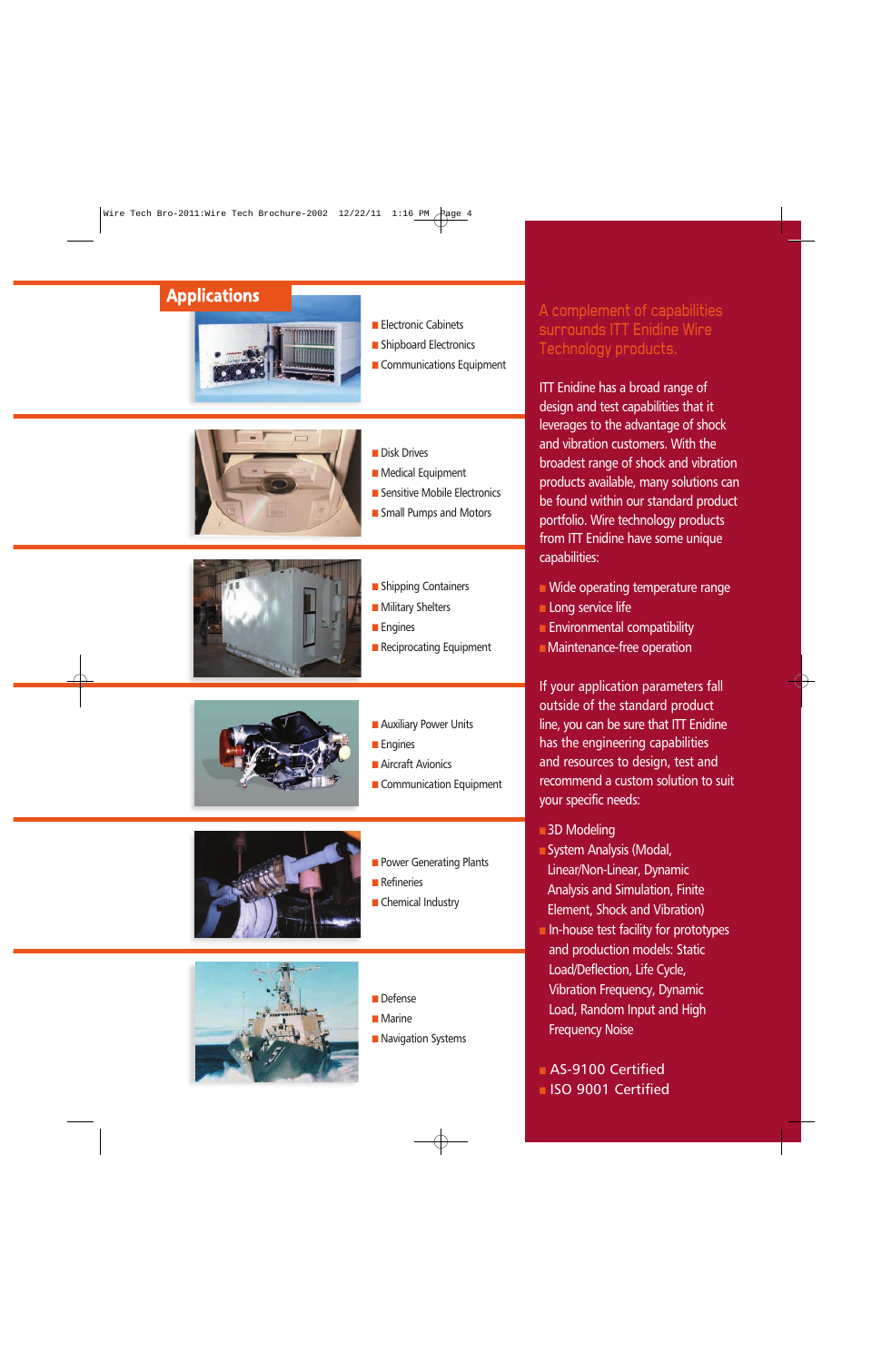## Applications

- Electronic Cabinets
- Shipboard Electronics
- Communications Equipment

- Disk Drives
- Medical Equipment
- Sensitive Mobile Electronics
- Small Pumps and Motors

- Shipping Containers
- Military Shelters
- Engines
- Reciprocating Equipment

- Auxiliary Power Units
- Engines
- Aircraft Avionics
- Communication Equipment

- Power Generating Plants
- Refineries
- Chemical Industry

- Defense
- Marine
- Navigation Systems

### A complement of capabilities surrounds ITT Enidine Wire Technology products.

ITT Enidine has a broad range of design and test capabilities that it leverages to the advantage of shock and vibration customers. With the broadest range of shock and vibration products available, many solutions can be found within our standard product portfolio. Wire technology products from ITT Enidine have some unique capabilities:

- Wide operating temperature range
- Long service life
- Environmental compatibility
- Maintenance-free operation

If your application parameters fall outside of the standard product line, you can be sure that ITT Enidine has the engineering capabilities and resources to design, test and recommend a custom solution to suit your specific needs:

- 3D Modeling
- System Analysis (Modal, Linear/Non-Linear, Dynamic Analysis and Simulation, Finite Element, Shock and Vibration)
- In-house test facility for prototypes and production models: Static Load/Deflection, Life Cycle, Vibration Frequency, Dynamic Load, Random Input and High Frequency Noise

- AS-9100 Certified
- ISO 9001 Certified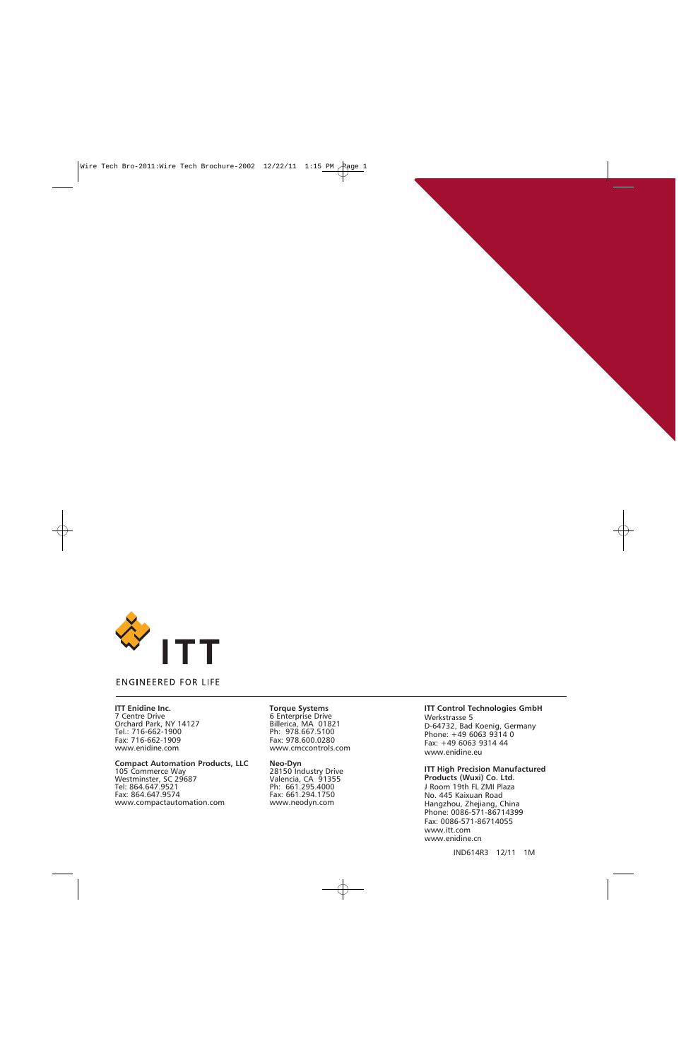ITT

ENGINEERED FOR LIFE

**ITT Enidine Inc.**
7 Centre Drive
Orchard Park, NY 14127
Tel.: 716-662-1900
Fax: 716-662-1909
www.enidine.com

**Compact Automation Products, LLC**
105 Commerce Way
Westminster, SC 29687
Tel: 864.647.9521
Fax: 864.647.9574
www.compactautomation.com

**Torque Systems**
6 Enterprise Drive
Billerica, MA 01821
Ph: 978.667.5100
Fax: 978.600.0280
www.cmccontrols.com

**Neo-Dyn**
28150 Industry Drive
Valencia, CA 91355
Ph: 661.295.4000
Fax: 661.294.1750
www.neodyn.com

**ITT Control Technologies GmbH**
Werkstrasse 5
D-64732, Bad Koenig, Germany
Phone: +49 6063 9314 0
Fax: +49 6063 9314 44
www.enidine.eu

**ITT High Precision Manufactured Products (Wuxi) Co. Ltd.**
J Room 19th FL ZMI Plaza
No. 445 Kaixuan Road
Hangzhou, Zhejiang, China
Phone: 0086-571-86714399
Fax: 0086-571-86714055
www.itt.com
www.enidine.cn

IND614R3 12/11 1M